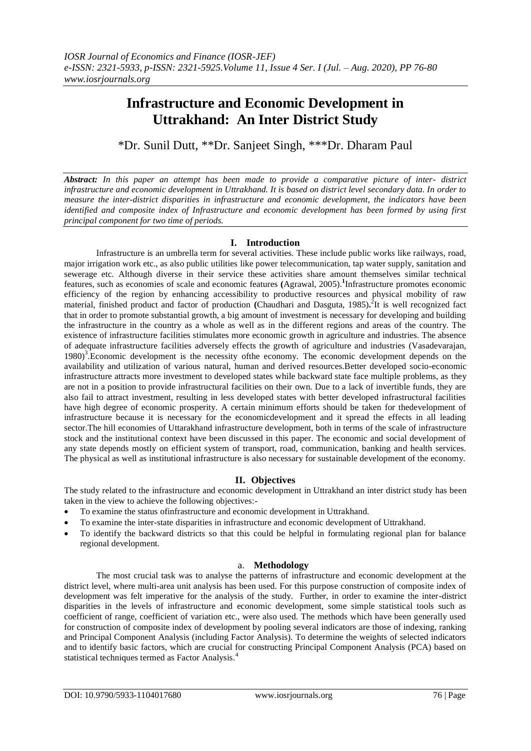# Infrastructure and Economic Development in Uttrakhand: An Inter District Study

*Dr. Sunil Dutt, **Dr. Sanjeet Singh, ***Dr. Dharam Paul

***Abstract:*** *In this paper an attempt has been made to provide a comparative picture of inter- district infrastructure and economic development in Uttrakhand. It is based on district level secondary data. In order to measure the inter-district disparities in infrastructure and economic development, the indicators have been identified and composite index of Infrastructure and economic development has been formed by using first principal component for two time of periods.*

## I. Introduction

Infrastructure is an umbrella term for several activities. These include public works like railways, road, major irrigation work etc., as also public utilities like power telecommunication, tap water supply, sanitation and sewerage etc. Although diverse in their service these activities share amount themselves similar technical features, such as economies of scale and economic features **(**Agrawal, 2005).[1]Infrastructure promotes economic efficiency of the region by enhancing accessibility to productive resources and physical mobility of raw material, finished product and factor of production **(**Chaudhari and Dasguta, 1985)**.**[2]It is well recognized fact that in order to promote substantial growth, a big amount of investment is necessary for developing and building the infrastructure in the country as a whole as well as in the different regions and areas of the country. The existence of infrastructure facilities stimulates more economic growth in agriculture and industries. The absence of adequate infrastructure facilities adversely effects the growth of agriculture and industries (Vasadevarajan, 1980)[3].Economic development is the necessity ofthe economy. The economic development depends on the availability and utilization of various natural, human and derived resources.Better developed socio-economic infrastructure attracts more investment to developed states while backward state face multiple problems, as they are not in a position to provide infrastructural facilities on their own. Due to a lack of invertible funds, they are also fail to attract investment, resulting in less developed states with better developed infrastructural facilities have high degree of economic prosperity. A certain minimum efforts should be taken for thedevelopment of infrastructure because it is necessary for the economicdevelopment and it spread the effects in all leading sector.The hill economies of Uttarakhand infrastructure development, both in terms of the scale of infrastructure stock and the institutional context have been discussed in this paper. The economic and social development of any state depends mostly on efficient system of transport, road, communication, banking and health services. The physical as well as institutional infrastructure is also necessary for sustainable development of the economy.

## II. Objectives

The study related to the infrastructure and economic development in Uttrakhand an inter district study has been taken in the view to achieve the following objectives:-

- To examine the status ofinfrastructure and economic development in Uttrakhand.
- To examine the inter-state disparities in infrastructure and economic development of Uttrakhand.
- To identify the backward districts so that this could be helpful in formulating regional plan for balance regional development.

### a. Methodology

The most crucial task was to analyse the patterns of infrastructure and economic development at the district level, where multi-area unit analysis has been used. For this purpose construction of composite index of development was felt imperative for the analysis of the study. Further, in order to examine the inter-district disparities in the levels of infrastructure and economic development, some simple statistical tools such as coefficient of range, coefficient of variation etc., were also used. The methods which have been generally used for construction of composite index of development by pooling several indicators are those of indexing, ranking and Principal Component Analysis (including Factor Analysis). To determine the weights of selected indicators and to identify basic factors, which are crucial for constructing Principal Component Analysis (PCA) based on statistical techniques termed as Factor Analysis.[4]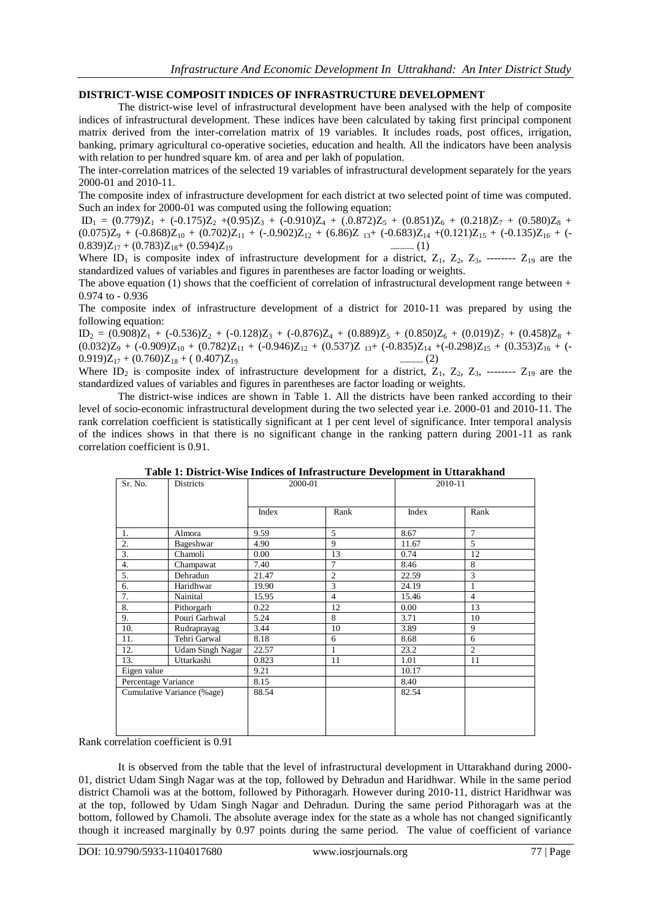## DISTRICT-WISE COMPOSIT INDICES OF INFRASTRUCTURE DEVELOPMENT

The district-wise level of infrastructural development have been analysed with the help of composite indices of infrastructural development. These indices have been calculated by taking first principal component matrix derived from the inter-correlation matrix of 19 variables. It includes roads, post offices, irrigation, banking, primary agricultural co-operative societies, education and health. All the indicators have been analysis with relation to per hundred square km. of area and per lakh of population.

The inter-correlation matrices of the selected 19 variables of infrastructural development separately for the years 2000-01 and 2010-11.

The composite index of infrastructure development for each district at two selected point of time was computed. Such an index for 2000-01 was computed using the following equation:

$$ID_1 = (0.779)Z_1 + (-0.175)Z_2 + (0.95)Z_3 + (-0.910)Z_4 + (.0.872)Z_5 + (0.851)Z_6 + (0.218)Z_7 + (0.580)Z_8 + (0.075)Z_9 + (-0.868)Z_{10} + (0.702)Z_{11} + (-.0.902)Z_{12} + (6.86)Z_{13} + (-0.683)Z_{14} + (0.121)Z_{15} + (-0.135)Z_{16} + (-0.839)Z_{17} + (0.783)Z_{18} + (0.594)Z_{19} \quad \text{-------- (1)}$$

Where $ID_1$ is composite index of infrastructure development for a district, $Z_1$, $Z_2$, $Z_3$, -------- $Z_{19}$ are the standardized values of variables and figures in parentheses are factor loading or weights.

The above equation (1) shows that the coefficient of correlation of infrastructural development range between + 0.974 to - 0.936

The composite index of infrastructure development of a district for 2010-11 was prepared by using the following equation:

$$ID_2 = (0.908)Z_1 + (-0.536)Z_2 + (-0.128)Z_3 + (-0.876)Z_4 + (0.889)Z_5 + (0.850)Z_6 + (0.019)Z_7 + (0.458)Z_8 + (0.032)Z_9 + (-0.909)Z_{10} + (0.782)Z_{11} + (-0.946)Z_{12} + (0.537)Z_{13} + (-0.835)Z_{14} + (-0.298)Z_{15} + (0.353)Z_{16} + (-0.919)Z_{17} + (0.760)Z_{18} + (0.407)Z_{19} \quad \text{-------- (2)}$$

Where $ID_2$ is composite index of infrastructure development for a district, $Z_1$, $Z_2$, $Z_3$, -------- $Z_{19}$ are the standardized values of variables and figures in parentheses are factor loading or weights.

The district-wise indices are shown in Table 1. All the districts have been ranked according to their level of socio-economic infrastructural development during the two selected year i.e. 2000-01 and 2010-11. The rank correlation coefficient is statistically significant at 1 per cent level of significance. Inter temporal analysis of the indices shows in that there is no significant change in the ranking pattern during 2001-11 as rank correlation coefficient is 0.91.

**Table 1: District-Wise Indices of Infrastructure Development in Uttarakhand**

| Sr. No. | Districts | 2000-01 | | 2010-11 | |
|---|---|---|---|---|---|
| | | Index | Rank | Index | Rank |
| 1. | Almora | 9.59 | 5 | 8.67 | 7 |
| 2. | Bageshwar | 4.90 | 9 | 11.67 | 5 |
| 3. | Chamoli | 0.00 | 13 | 0.74 | 12 |
| 4. | Champawat | 7.40 | 7 | 8.46 | 8 |
| 5. | Dehradun | 21.47 | 2 | 22.59 | 3 |
| 6. | Haridhwar | 19.90 | 3 | 24.19 | 1 |
| 7. | Nainital | 15.95 | 4 | 15.46 | 4 |
| 8. | Pithorgarh | 0.22 | 12 | 0.00 | 13 |
| 9. | Pouri Garhwal | 5.24 | 8 | 3.71 | 10 |
| 10. | Rudraprayag | 3.44 | 10 | 3.89 | 9 |
| 11. | Tehri Garwal | 8.18 | 6 | 8.68 | 6 |
| 12. | Udam Singh Nagar | 22.57 | 1 | 23.2 | 2 |
| 13. | Uttarkashi | 0.823 | 11 | 1.01 | 11 |
| Eigen value | | 9.21 | | 10.17 | |
| Percentage Variance | | 8.15 | | 8.40 | |
| Cumulative Variance (%age) | | 88.54 | | 82.54 | |

Rank correlation coefficient is 0.91

It is observed from the table that the level of infrastructural development in Uttarakhand during 2000-01, district Udam Singh Nagar was at the top, followed by Dehradun and Haridhwar. While in the same period district Chamoli was at the bottom, followed by Pithoragarh. However during 2010-11, district Haridhwar was at the top, followed by Udam Singh Nagar and Dehradun. During the same period Pithoragarh was at the bottom, followed by Chamoli. The absolute average index for the state as a whole has not changed significantly though it increased marginally by 0.97 points during the same period. The value of coefficient of variance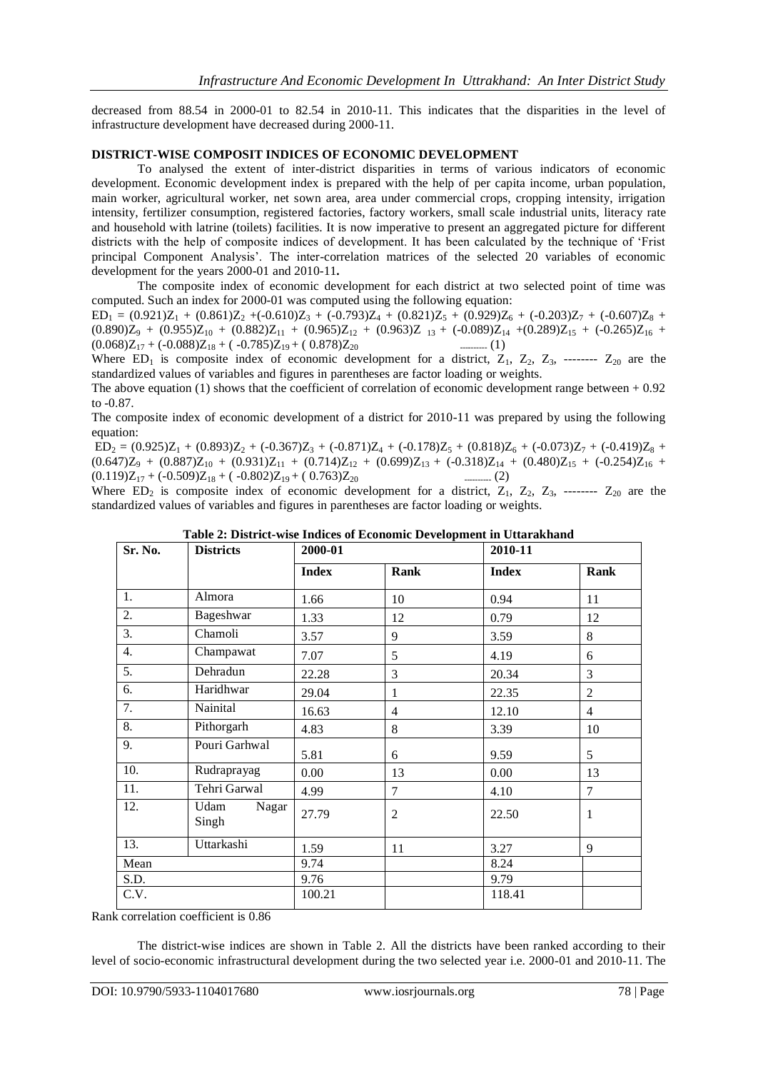decreased from 88.54 in 2000-01 to 82.54 in 2010-11. This indicates that the disparities in the level of infrastructure development have decreased during 2000-11.

## DISTRICT-WISE COMPOSIT INDICES OF ECONOMIC DEVELOPMENT

To analysed the extent of inter-district disparities in terms of various indicators of economic development. Economic development index is prepared with the help of per capita income, urban population, main worker, agricultural worker, net sown area, area under commercial crops, cropping intensity, irrigation intensity, fertilizer consumption, registered factories, factory workers, small scale industrial units, literacy rate and household with latrine (toilets) facilities. It is now imperative to present an aggregated picture for different districts with the help of composite indices of development. It has been calculated by the technique of 'Frist principal Component Analysis'. The inter-correlation matrices of the selected 20 variables of economic development for the years 2000-01 and 2010-11**.**

The composite index of economic development for each district at two selected point of time was computed. Such an index for 2000-01 was computed using the following equation:

$$ED_1 = (0.921)Z_1 + (0.861)Z_2 + (-0.610)Z_3 + (-0.793)Z_4 + (0.821)Z_5 + (0.929)Z_6 + (-0.203)Z_7 + (-0.607)Z_8 + (0.890)Z_9 + (0.955)Z_{10} + (0.882)Z_{11} + (0.965)Z_{12} + (0.963)Z_{13} + (-0.089)Z_{14} + (0.289)Z_{15} + (-0.265)Z_{16} + (0.068)Z_{17} + (-0.088)Z_{18} + (-0.785)Z_{19} + (0.878)Z_{20} \quad \text{-------- (1)}$$

Where $ED_1$ is composite index of economic development for a district, $Z_1$, $Z_2$, $Z_3$, -------- $Z_{20}$ are the standardized values of variables and figures in parentheses are factor loading or weights.

The above equation (1) shows that the coefficient of correlation of economic development range between + 0.92 to -0.87.

The composite index of economic development of a district for 2010-11 was prepared by using the following equation:

$$ED_2 = (0.925)Z_1 + (0.893)Z_2 + (-0.367)Z_3 + (-0.871)Z_4 + (-0.178)Z_5 + (0.818)Z_6 + (-0.073)Z_7 + (-0.419)Z_8 + (0.647)Z_9 + (0.887)Z_{10} + (0.931)Z_{11} + (0.714)Z_{12} + (0.699)Z_{13} + (-0.318)Z_{14} + (0.480)Z_{15} + (-0.254)Z_{16} + (0.119)Z_{17} + (-0.509)Z_{18} + (-0.802)Z_{19} + (0.763)Z_{20} \quad \text{-------- (2)}$$

Where $ED_2$ is composite index of economic development for a district, $Z_1$, $Z_2$, $Z_3$, -------- $Z_{20}$ are the standardized values of variables and figures in parentheses are factor loading or weights.

**Table 2: District-wise Indices of Economic Development in Uttarakhand**

| Sr. No. | Districts | 2000-01 | | 2010-11 | |
|---|---|---|---|---|---|
| | | **Index** | **Rank** | **Index** | **Rank** |
| 1. | Almora | 1.66 | 10 | 0.94 | 11 |
| 2. | Bageshwar | 1.33 | 12 | 0.79 | 12 |
| 3. | Chamoli | 3.57 | 9 | 3.59 | 8 |
| 4. | Champawat | 7.07 | 5 | 4.19 | 6 |
| 5. | Dehradun | 22.28 | 3 | 20.34 | 3 |
| 6. | Haridhwar | 29.04 | 1 | 22.35 | 2 |
| 7. | Nainital | 16.63 | 4 | 12.10 | 4 |
| 8. | Pithorgarh | 4.83 | 8 | 3.39 | 10 |
| 9. | Pouri Garhwal | 5.81 | 6 | 9.59 | 5 |
| 10. | Rudraprayag | 0.00 | 13 | 0.00 | 13 |
| 11. | Tehri Garwal | 4.99 | 7 | 4.10 | 7 |
| 12. | Udam Nagar Singh | 27.79 | 2 | 22.50 | 1 |
| 13. | Uttarkashi | 1.59 | 11 | 3.27 | 9 |
| Mean | | 9.74 | | 8.24 | |
| S.D. | | 9.76 | | 9.79 | |
| C.V. | | 100.21 | | 118.41 | |

Rank correlation coefficient is 0.86

The district-wise indices are shown in Table 2. All the districts have been ranked according to their level of socio-economic infrastructural development during the two selected year i.e. 2000-01 and 2010-11. The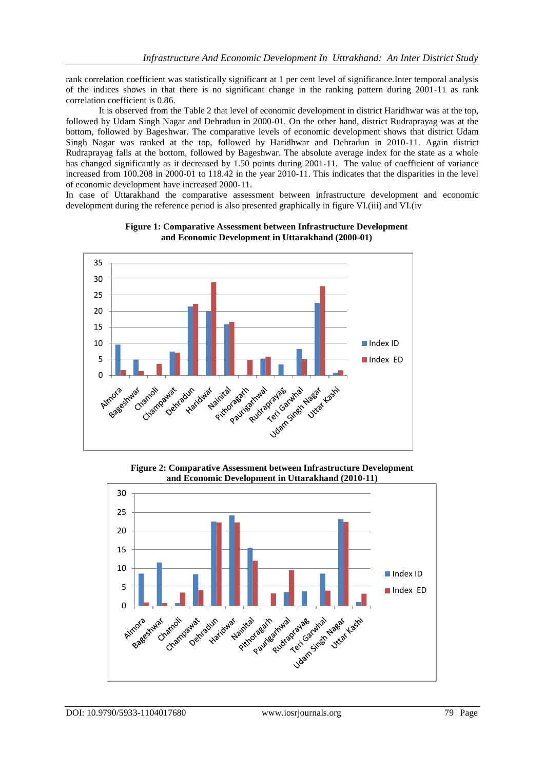rank correlation coefficient was statistically significant at 1 per cent level of significance.Inter temporal analysis of the indices shows in that there is no significant change in the ranking pattern during 2001-11 as rank correlation coefficient is 0.86.

It is observed from the Table 2 that level of economic development in district Haridhwar was at the top, followed by Udam Singh Nagar and Dehradun in 2000-01. On the other hand, district Rudraprayag was at the bottom, followed by Bageshwar. The comparative levels of economic development shows that district Udam Singh Nagar was ranked at the top, followed by Haridhwar and Dehradun in 2010-11. Again district Rudraprayag falls at the bottom, followed by Bageshwar. The absolute average index for the state as a whole has changed significantly as it decreased by 1.50 points during 2001-11. The value of coefficient of variance increased from 100.208 in 2000-01 to 118.42 in the year 2010-11. This indicates that the disparities in the level of economic development have increased 2000-11.

In case of Uttarakhand the comparative assessment between infrastructure development and economic development during the reference period is also presented graphically in figure VI.(iii) and VI.(iv

**Figure 1: Comparative Assessment between Infrastructure Development and Economic Development in Uttarakhand (2000-01)**

**Figure 2: Comparative Assessment between Infrastructure Development and Economic Development in Uttarakhand (2010-11)**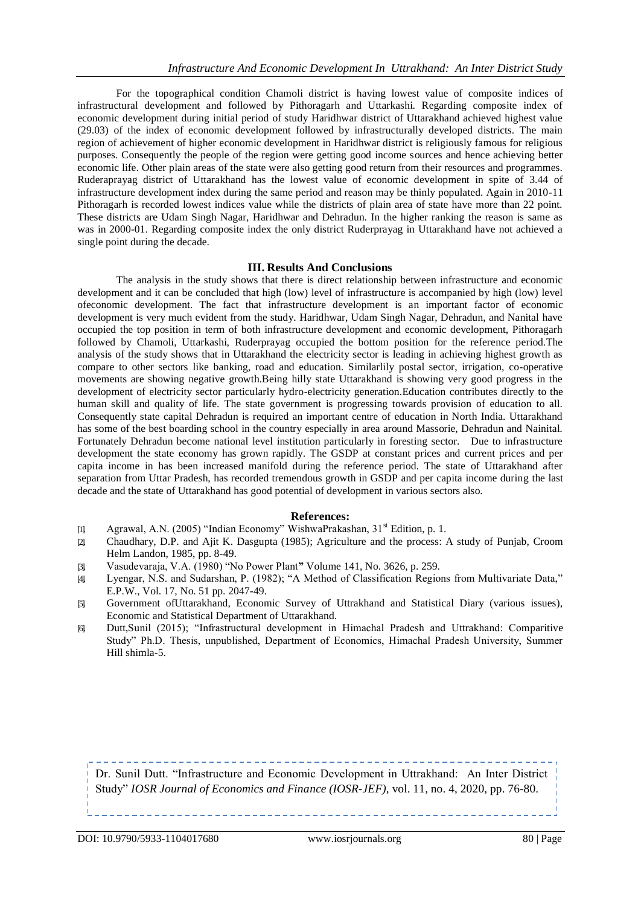For the topographical condition Chamoli district is having lowest value of composite indices of infrastructural development and followed by Pithoragarh and Uttarkashi. Regarding composite index of economic development during initial period of study Haridhwar district of Uttarakhand achieved highest value (29.03) of the index of economic development followed by infrastructurally developed districts. The main region of achievement of higher economic development in Haridhwar district is religiously famous for religious purposes. Consequently the people of the region were getting good income sources and hence achieving better economic life. Other plain areas of the state were also getting good return from their resources and programmes. Ruderaprayag district of Uttarakhand has the lowest value of economic development in spite of 3.44 of infrastructure development index during the same period and reason may be thinly populated. Again in 2010-11 Pithoragarh is recorded lowest indices value while the districts of plain area of state have more than 22 point. These districts are Udam Singh Nagar, Haridhwar and Dehradun. In the higher ranking the reason is same as was in 2000-01. Regarding composite index the only district Ruderprayag in Uttarakhand have not achieved a single point during the decade.

## III. Results And Conclusions

The analysis in the study shows that there is direct relationship between infrastructure and economic development and it can be concluded that high (low) level of infrastructure is accompanied by high (low) level ofeconomic development. The fact that infrastructure development is an important factor of economic development is very much evident from the study. Haridhwar, Udam Singh Nagar, Dehradun, and Nanital have occupied the top position in term of both infrastructure development and economic development, Pithoragarh followed by Chamoli, Uttarkashi, Ruderprayag occupied the bottom position for the reference period.The analysis of the study shows that in Uttarakhand the electricity sector is leading in achieving highest growth as compare to other sectors like banking, road and education. Similarlily postal sector, irrigation, co-operative movements are showing negative growth.Being hilly state Uttarakhand is showing very good progress in the development of electricity sector particularly hydro-electricity generation.Education contributes directly to the human skill and quality of life. The state government is progressing towards provision of education to all. Consequently state capital Dehradun is required an important centre of education in North India. Uttarakhand has some of the best boarding school in the country especially in area around Massorie, Dehradun and Nainital. Fortunately Dehradun become national level institution particularly in foresting sector. Due to infrastructure development the state economy has grown rapidly. The GSDP at constant prices and current prices and per capita income in has been increased manifold during the reference period. The state of Uttarakhand after separation from Uttar Pradesh, has recorded tremendous growth in GSDP and per capita income during the last decade and the state of Uttarakhand has good potential of development in various sectors also.

## References:

[1]. Agrawal, A.N. (2005) "Indian Economy" WishwaPrakashan, 31st Edition, p. 1.

[2]. Chaudhary, D.P. and Ajit K. Dasgupta (1985); Agriculture and the process: A study of Punjab, Croom Helm Landon, 1985, pp. 8-49.

[3]. Vasudevaraja, V.A. (1980) "No Power Plant" Volume 141, No. 3626, p. 259.

[4]. Lyengar, N.S. and Sudarshan, P. (1982); "A Method of Classification Regions from Multivariate Data," E.P.W., Vol. 17, No. 51 pp. 2047-49.

[5]. Government ofUttarakhand, Economic Survey of Uttrakhand and Statistical Diary (various issues), Economic and Statistical Department of Uttarakhand.

[6]. Dutt,Sunil (2015); "Infrastructural development in Himachal Pradesh and Uttrakhand: Comparitive Study" Ph.D. Thesis, unpublished, Department of Economics, Himachal Pradesh University, Summer Hill shimla-5.

Dr. Sunil Dutt. "Infrastructure and Economic Development in Uttrakhand: An Inter District Study" *IOSR Journal of Economics and Finance (IOSR-JEF)*, vol. 11, no. 4, 2020, pp. 76-80.